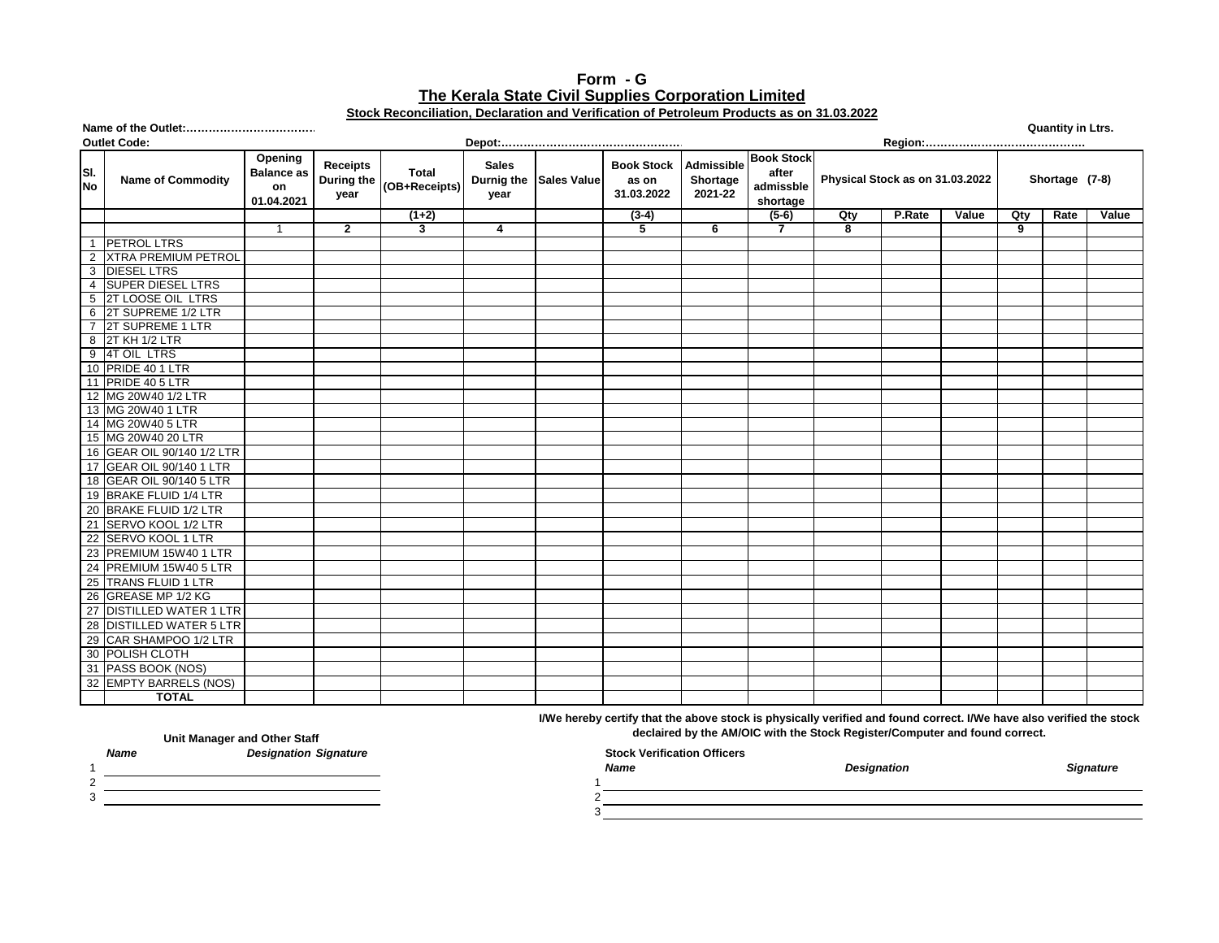# Form - G

## The Kerala State Civil Supplies Corporation Limited

**Stock Reconciliation, Declaration and Verification of Petroleum Products as on 31.03.2022**

**Name of the Outlet:……………………………** | **Quantity in Ltrs.**

**Outlet Code:** | **Depot:…………………………………………** | **Region:……………………………………**

| Sl. No | Name of Commodity | Opening Balance as on 01.04.2021 | Receipts During the year | Total (OB+Receipts) | Sales Durnig the year | Sales Value | Book Stock as on 31.03.2022 | Admissible Shortage 2021-22 | Book Stock after admissble shortage | Physical Stock as on 31.03.2022 | | | Shortage (7-8) | | |
|---|---|---|---|---|---|---|---|---|---|---|---|---|---|---|---|
| | | | | (1+2) | | | (3-4) | | (5-6) | Qty | P.Rate | Value | Qty | Rate | Value |
| | | 1 | 2 | 3 | 4 | | 5 | 6 | 7 | 8 | | | 9 | | |
| 1 | PETROL LTRS | | | | | | | | | | | | | | |
| 2 | XTRA PREMIUM PETROL | | | | | | | | | | | | | | |
| 3 | DIESEL LTRS | | | | | | | | | | | | | | |
| 4 | SUPER DIESEL LTRS | | | | | | | | | | | | | | |
| 5 | 2T LOOSE OIL LTRS | | | | | | | | | | | | | | |
| 6 | 2T SUPREME 1/2 LTR | | | | | | | | | | | | | | |
| 7 | 2T SUPREME 1 LTR | | | | | | | | | | | | | | |
| 8 | 2T KH 1/2 LTR | | | | | | | | | | | | | | |
| 9 | 4T OIL LTRS | | | | | | | | | | | | | | |
| 10 | PRIDE 40 1 LTR | | | | | | | | | | | | | | |
| 11 | PRIDE 40 5 LTR | | | | | | | | | | | | | | |
| 12 | MG 20W40 1/2 LTR | | | | | | | | | | | | | | |
| 13 | MG 20W40 1 LTR | | | | | | | | | | | | | | |
| 14 | MG 20W40 5 LTR | | | | | | | | | | | | | | |
| 15 | MG 20W40 20 LTR | | | | | | | | | | | | | | |
| 16 | GEAR OIL 90/140 1/2 LTR | | | | | | | | | | | | | | |
| 17 | GEAR OIL 90/140 1 LTR | | | | | | | | | | | | | | |
| 18 | GEAR OIL 90/140 5 LTR | | | | | | | | | | | | | | |
| 19 | BRAKE FLUID 1/4 LTR | | | | | | | | | | | | | | |
| 20 | BRAKE FLUID 1/2 LTR | | | | | | | | | | | | | | |
| 21 | SERVO KOOL 1/2 LTR | | | | | | | | | | | | | | |
| 22 | SERVO KOOL 1 LTR | | | | | | | | | | | | | | |
| 23 | PREMIUM 15W40 1 LTR | | | | | | | | | | | | | | |
| 24 | PREMIUM 15W40 5 LTR | | | | | | | | | | | | | | |
| 25 | TRANS FLUID 1 LTR | | | | | | | | | | | | | | |
| 26 | GREASE MP 1/2 KG | | | | | | | | | | | | | | |
| 27 | DISTILLED WATER 1 LTR | | | | | | | | | | | | | | |
| 28 | DISTILLED WATER 5 LTR | | | | | | | | | | | | | | |
| 29 | CAR SHAMPOO 1/2 LTR | | | | | | | | | | | | | | |
| 30 | POLISH CLOTH | | | | | | | | | | | | | | |
| 31 | PASS BOOK (NOS) | | | | | | | | | | | | | | |
| 32 | EMPTY BARRELS (NOS) | | | | | | | | | | | | | | |
| | **TOTAL** | | | | | | | | | | | | | | |

**I/We hereby certify that the above stock is physically verified and found correct. I/We have also verified the stock declaired by the AM/OIC with the Stock Register/Computer and found correct.**

**Unit Manager and Other Staff**

| | *Name* | *Designation* | *Signature* |
|---|---|---|---|
| 1 | | | |
| 2 | | | |
| 3 | | | |

**Stock Verification Officers**

| | *Name* | *Designation* | *Signature* |
|---|---|---|---|
| 1 | | | |
| 2 | | | |
| 3 | | | |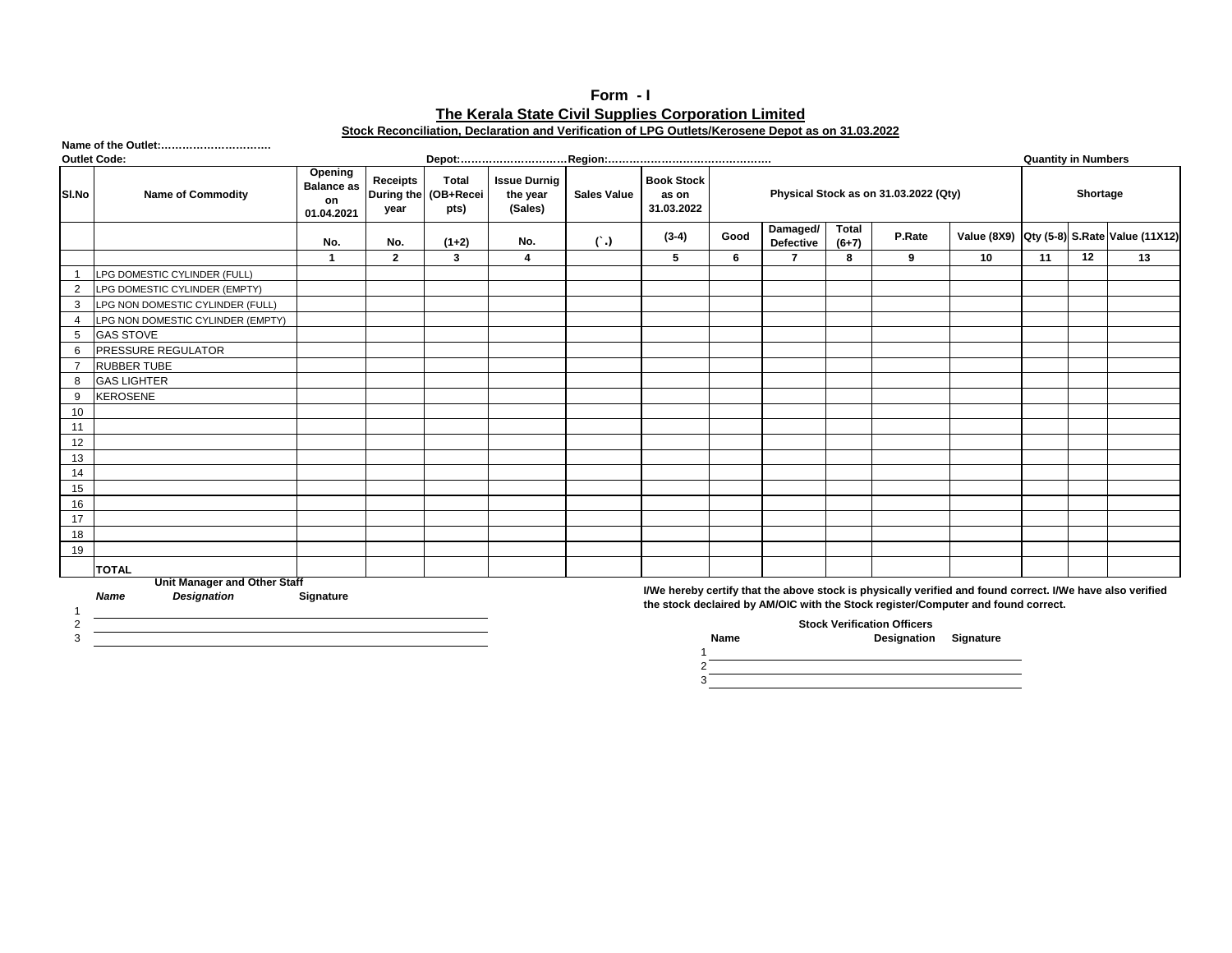# Form - I

## The Kerala State Civil Supplies Corporation Limited

### Stock Reconciliation, Declaration and Verification of LPG Outlets/Kerosene Depot as on 31.03.2022

**Name of the Outlet:…………………………**

**Outlet Code:** **Depot:…………………………Region:………………………………………** **Quantity in Numbers**

| Sl.No | Name of Commodity | Opening Balance as on 01.04.2021 | Receipts During the year | Total (OB+Receipts) | Issue Durnig the year (Sales) | Sales Value | Book Stock as on 31.03.2022 | Physical Stock as on 31.03.2022 (Qty) | | | | | Shortage | | |
|---|---|---|---|---|---|---|---|---|---|---|---|---|---|---|---|
| | | No. | No. | (1+2) | No. | (`.) | (3-4) | Good | Damaged/ Defective | Total (6+7) | P.Rate | Value (8X9) | Qty (5-8) | S.Rate | Value (11X12) |
| | | 1 | 2 | 3 | 4 | | 5 | 6 | 7 | 8 | 9 | 10 | 11 | 12 | 13 |
| 1 | LPG DOMESTIC CYLINDER (FULL) | | | | | | | | | | | | | | |
| 2 | LPG DOMESTIC CYLINDER (EMPTY) | | | | | | | | | | | | | | |
| 3 | LPG NON DOMESTIC CYLINDER (FULL) | | | | | | | | | | | | | | |
| 4 | LPG NON DOMESTIC CYLINDER (EMPTY) | | | | | | | | | | | | | | |
| 5 | GAS STOVE | | | | | | | | | | | | | | |
| 6 | PRESSURE REGULATOR | | | | | | | | | | | | | | |
| 7 | RUBBER TUBE | | | | | | | | | | | | | | |
| 8 | GAS LIGHTER | | | | | | | | | | | | | | |
| 9 | KEROSENE | | | | | | | | | | | | | | |
| 10 | | | | | | | | | | | | | | | |
| 11 | | | | | | | | | | | | | | | |
| 12 | | | | | | | | | | | | | | | |
| 13 | | | | | | | | | | | | | | | |
| 14 | | | | | | | | | | | | | | | |
| 15 | | | | | | | | | | | | | | | |
| 16 | | | | | | | | | | | | | | | |
| 17 | | | | | | | | | | | | | | | |
| 18 | | | | | | | | | | | | | | | |
| 19 | | | | | | | | | | | | | | | |
| | **TOTAL** | | | | | | | | | | | | | | |

**Unit Manager and Other Staff**

| | *Name* | *Designation* | **Signature** |
|---|---|---|---|
| 1 | | | |
| 2 | | | |
| 3 | | | |

**I/We hereby certify that the above stock is physically verified and found correct. I/We have also verified the stock declaired by AM/OIC with the Stock register/Computer and found correct.**

**Stock Verification Officers**

| | **Name** | **Designation** | **Signature** |
|---|---|---|---|
| 1 | | | |
| 2 | | | |
| 3 | | | |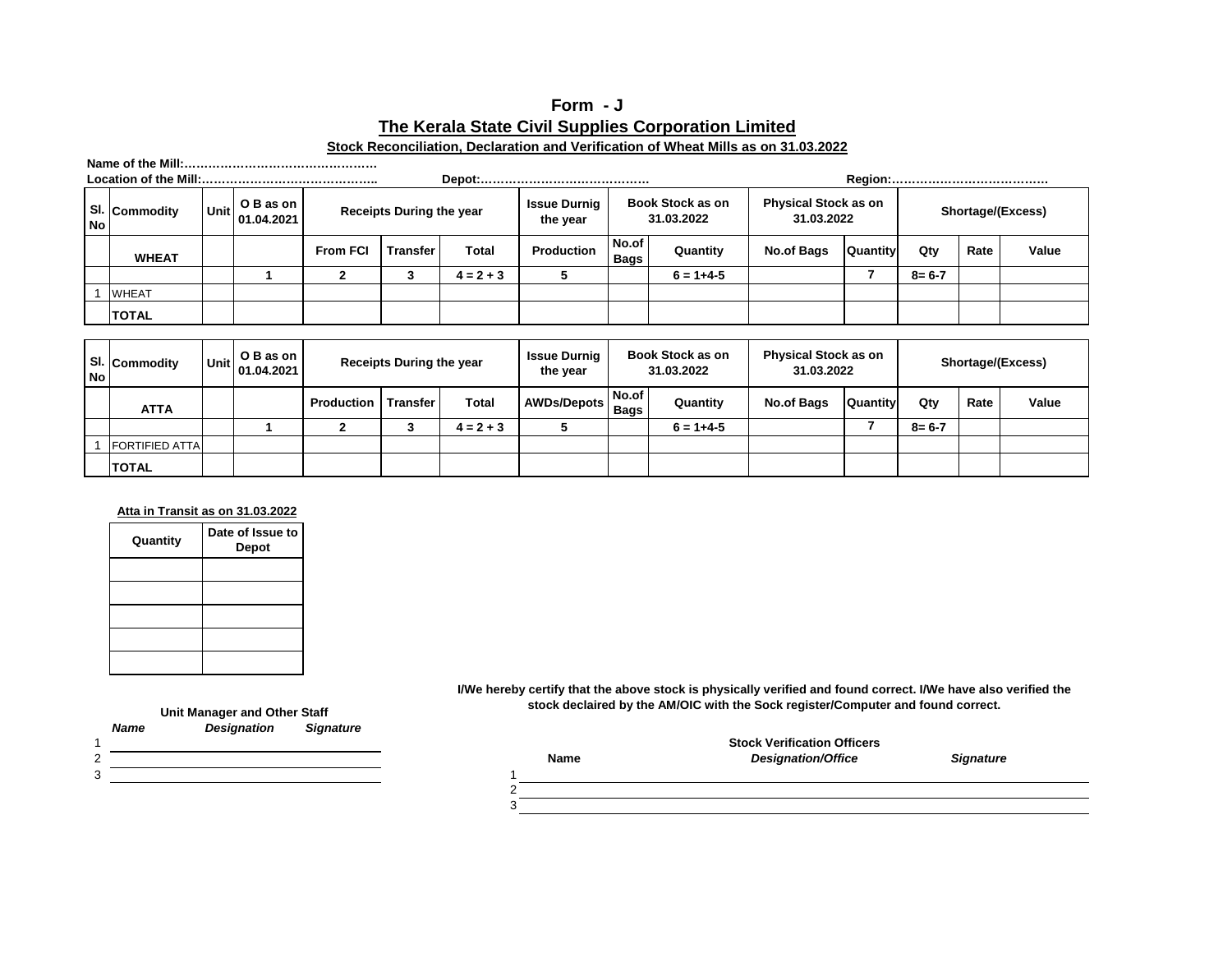# Form - J

## The Kerala State Civil Supplies Corporation Limited

### Stock Reconciliation, Declaration and Verification of Wheat Mills as on 31.03.2022

**Name of the Mill:………………………………………….**

**Location of the Mill:……………………………………..** **Depot:……………………………………** **Region:…………………………………**

| Sl. No | Commodity | Unit | O B as on 01.04.2021 | Receipts During the year | | | Issue Durnig the year | Book Stock as on 31.03.2022 | | Physical Stock as on 31.03.2022 | | Shortage/(Excess) | | |
|---|---|---|---|---|---|---|---|---|---|---|---|---|---|---|
| | WHEAT | | | From FCI | Transfer | Total | Production | No.of Bags | Quantity | No.of Bags | Quantity | Qty | Rate | Value |
| | | | 1 | 2 | 3 | 4 = 2 + 3 | 5 | | 6 = 1+4-5 | | 7 | 8= 6-7 | | |
| 1 | WHEAT | | | | | | | | | | | | | |
| | TOTAL | | | | | | | | | | | | | |

| Sl. No | Commodity | Unit | O B as on 01.04.2021 | Receipts During the year | | | Issue Durnig the year | Book Stock as on 31.03.2022 | | Physical Stock as on 31.03.2022 | | Shortage/(Excess) | | |
|---|---|---|---|---|---|---|---|---|---|---|---|---|---|---|
| | ATTA | | | Production | Transfer | Total | AWDs/Depots | No.of Bags | Quantity | No.of Bags | Quantity | Qty | Rate | Value |
| | | | 1 | 2 | 3 | 4 = 2 + 3 | 5 | | 6 = 1+4-5 | | 7 | 8= 6-7 | | |
| 1 | FORTIFIED ATTA | | | | | | | | | | | | | |
| | TOTAL | | | | | | | | | | | | | |

**Atta in Transit as on 31.03.2022**

| Quantity | Date of Issue to Depot |
|---|---|
| | |
| | |
| | |
| | |
| | |

**I/We hereby certify that the above stock is physically verified and found correct. I/We have also verified the stock declaired by the AM/OIC with the Sock register/Computer and found correct.**

**Unit Manager and Other Staff**

| | *Name* | *Designation* | *Signature* |
|---|---|---|---|
| 1 | | | |
| 2 | | | |
| 3 | | | |

**Stock Verification Officers**

| | **Name** | ***Designation/Office*** | ***Signature*** |
|---|---|---|---|
| 1 | | | |
| 2 | | | |
| 3 | | | |